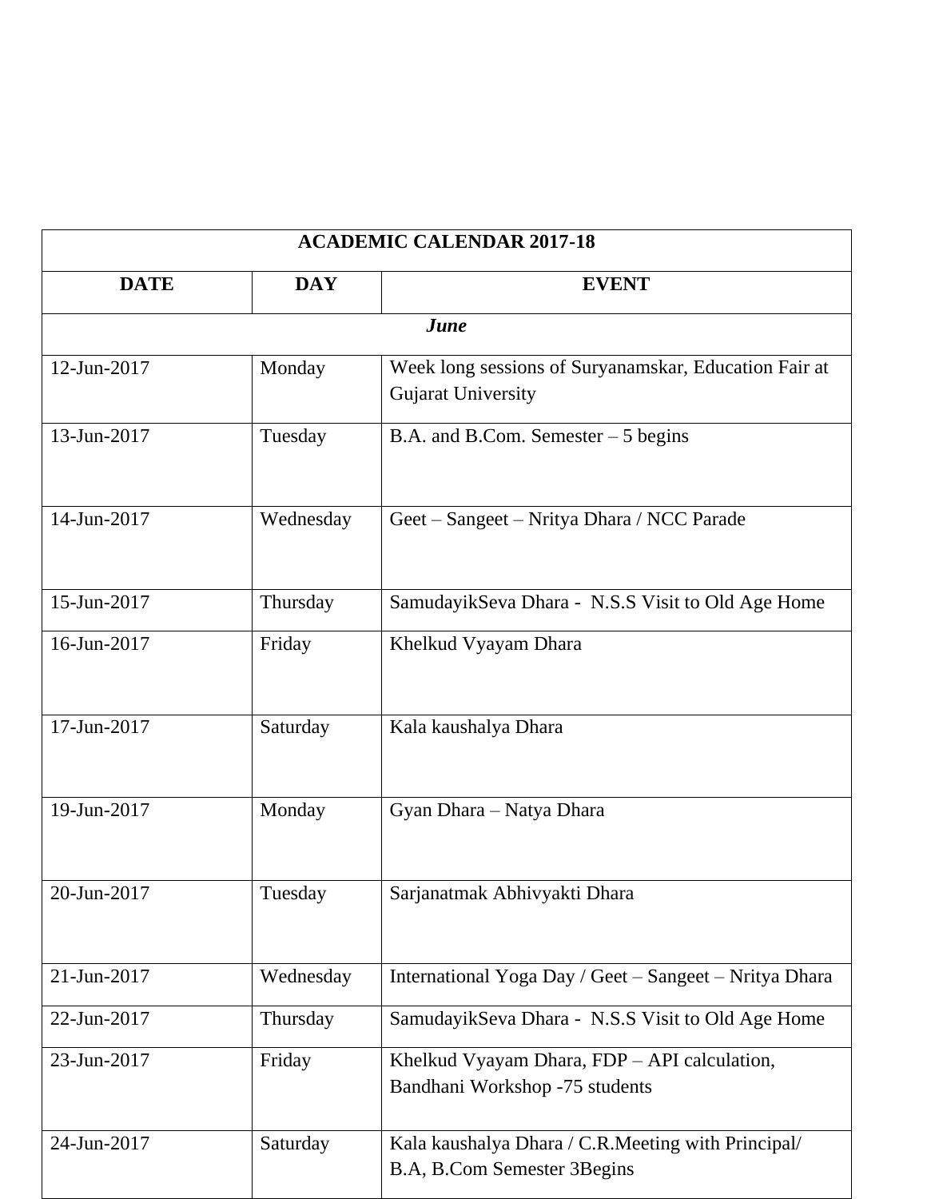| ACADEMIC CALENDAR 2017-18 | | |
|---|---|---|
| **DATE** | **DAY** | **EVENT** |
| ***June*** | | |
| 12-Jun-2017 | Monday | Week long sessions of Suryanamskar, Education Fair at Gujarat University |
| 13-Jun-2017 | Tuesday | B.A. and B.Com. Semester – 5 begins |
| 14-Jun-2017 | Wednesday | Geet – Sangeet – Nritya Dhara / NCC Parade |
| 15-Jun-2017 | Thursday | SamudayikSeva Dhara - N.S.S Visit to Old Age Home |
| 16-Jun-2017 | Friday | Khelkud Vyayam Dhara |
| 17-Jun-2017 | Saturday | Kala kaushalya Dhara |
| 19-Jun-2017 | Monday | Gyan Dhara – Natya Dhara |
| 20-Jun-2017 | Tuesday | Sarjanatmak Abhivyakti Dhara |
| 21-Jun-2017 | Wednesday | International Yoga Day / Geet – Sangeet – Nritya Dhara |
| 22-Jun-2017 | Thursday | SamudayikSeva Dhara - N.S.S Visit to Old Age Home |
| 23-Jun-2017 | Friday | Khelkud Vyayam Dhara, FDP – API calculation, Bandhani Workshop -75 students |
| 24-Jun-2017 | Saturday | Kala kaushalya Dhara / C.R.Meeting with Principal/ B.A, B.Com Semester 3Begins |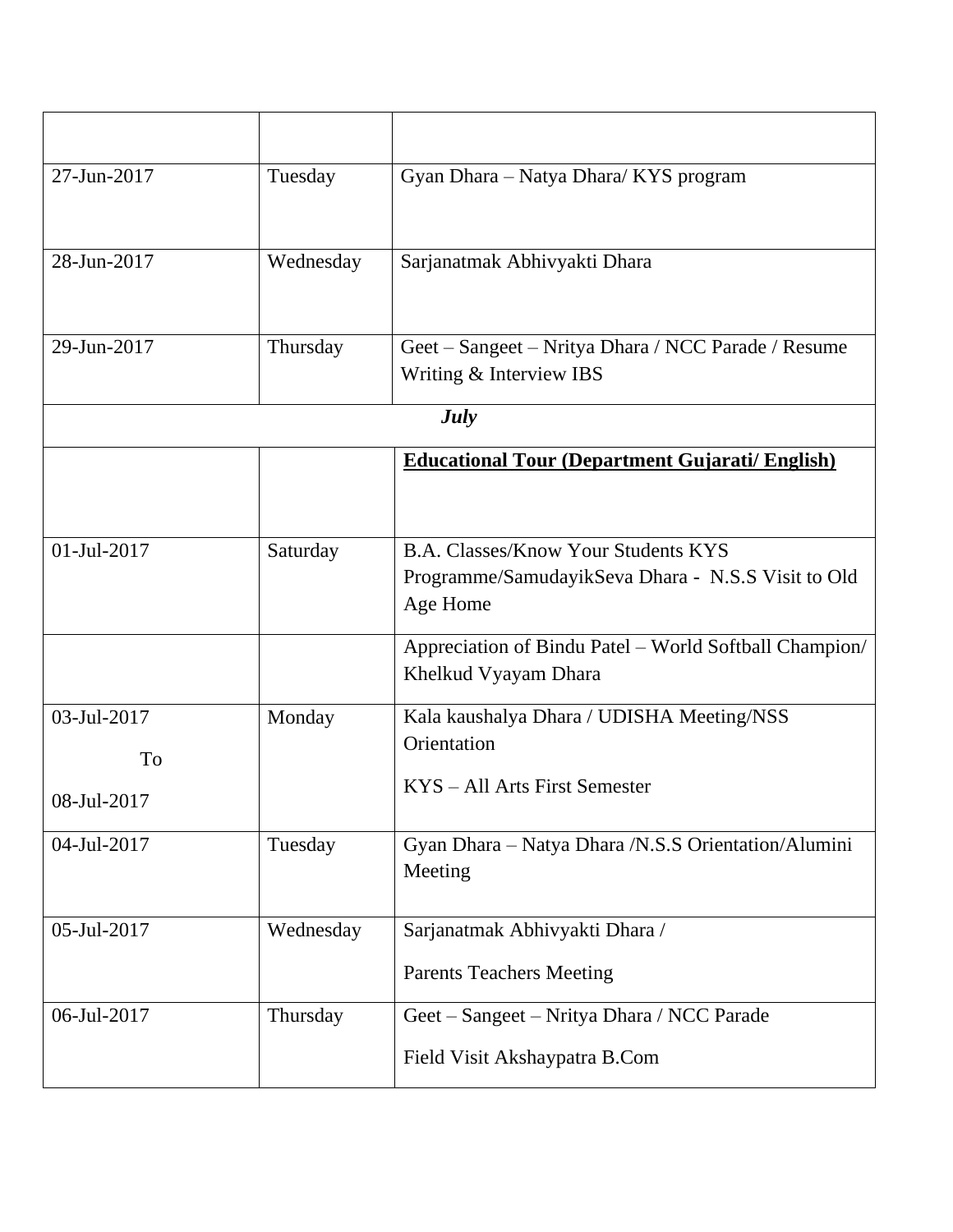| | | |
|---|---|---|
| 27-Jun-2017 | Tuesday | Gyan Dhara – Natya Dhara/ KYS program |
| 28-Jun-2017 | Wednesday | Sarjanatmak Abhivyakti Dhara |
| 29-Jun-2017 | Thursday | Geet – Sangeet – Nritya Dhara / NCC Parade / Resume Writing & Interview IBS |
| ***July*** | | |
| | | **Educational Tour (Department Gujarati/ English)** |
| 01-Jul-2017 | Saturday | B.A. Classes/Know Your Students KYS Programme/SamudayikSeva Dhara - N.S.S Visit to Old Age Home |
| | | Appreciation of Bindu Patel – World Softball Champion/ Khelkud Vyayam Dhara |
| 03-Jul-2017 To 08-Jul-2017 | Monday | Kala kaushalya Dhara / UDISHA Meeting/NSS Orientation KYS – All Arts First Semester |
| 04-Jul-2017 | Tuesday | Gyan Dhara – Natya Dhara /N.S.S Orientation/Alumini Meeting |
| 05-Jul-2017 | Wednesday | Sarjanatmak Abhivyakti Dhara / Parents Teachers Meeting |
| 06-Jul-2017 | Thursday | Geet – Sangeet – Nritya Dhara / NCC Parade Field Visit Akshaypatra B.Com |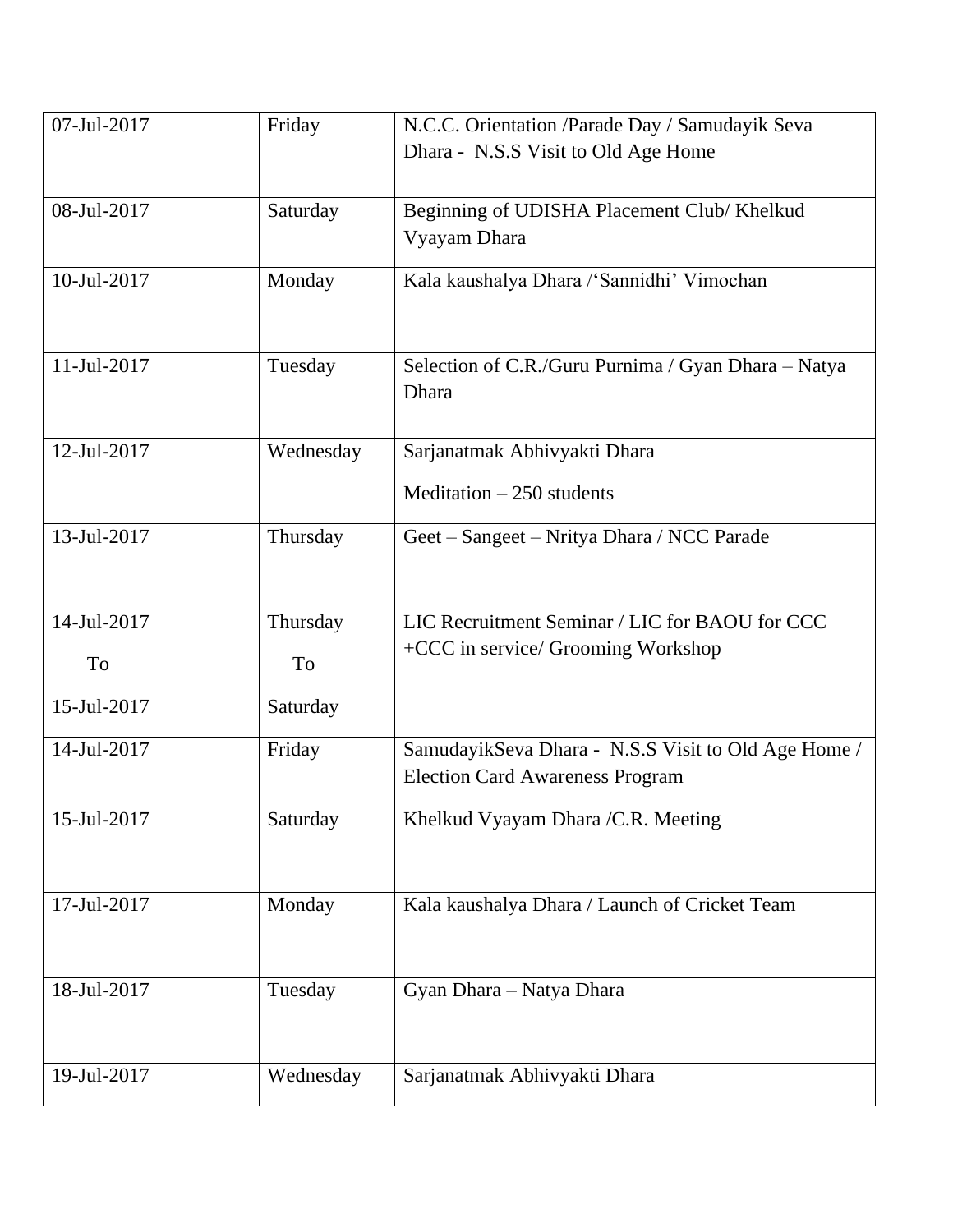| 07-Jul-2017 | Friday | N.C.C. Orientation /Parade Day / Samudayik Seva Dhara - N.S.S Visit to Old Age Home |
|---|---|---|
| 08-Jul-2017 | Saturday | Beginning of UDISHA Placement Club/ Khelkud Vyayam Dhara |
| 10-Jul-2017 | Monday | Kala kaushalya Dhara /'Sannidhi' Vimochan |
| 11-Jul-2017 | Tuesday | Selection of C.R./Guru Purnima / Gyan Dhara – Natya Dhara |
| 12-Jul-2017 | Wednesday | Sarjanatmak Abhivyakti Dhara<br>Meditation – 250 students |
| 13-Jul-2017 | Thursday | Geet – Sangeet – Nritya Dhara / NCC Parade |
| 14-Jul-2017<br>To<br>15-Jul-2017 | Thursday<br>To<br>Saturday | LIC Recruitment Seminar / LIC for BAOU for CCC +CCC in service/ Grooming Workshop |
| 14-Jul-2017 | Friday | SamudayikSeva Dhara - N.S.S Visit to Old Age Home / Election Card Awareness Program |
| 15-Jul-2017 | Saturday | Khelkud Vyayam Dhara /C.R. Meeting |
| 17-Jul-2017 | Monday | Kala kaushalya Dhara / Launch of Cricket Team |
| 18-Jul-2017 | Tuesday | Gyan Dhara – Natya Dhara |
| 19-Jul-2017 | Wednesday | Sarjanatmak Abhivyakti Dhara |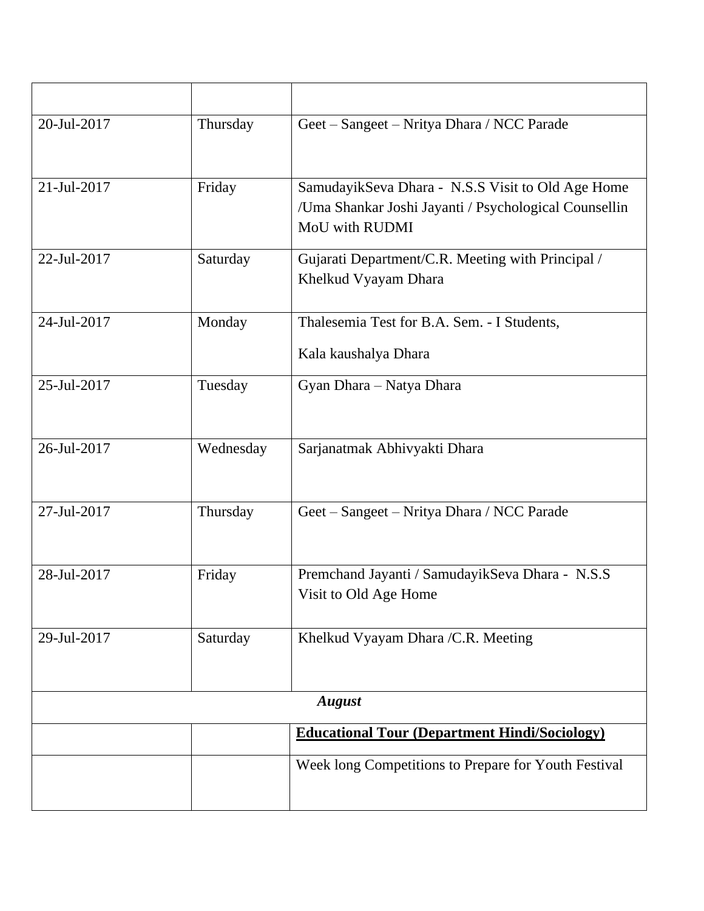| | | |
|---|---|---|
| 20-Jul-2017 | Thursday | Geet – Sangeet – Nritya Dhara / NCC Parade |
| 21-Jul-2017 | Friday | SamudayikSeva Dhara - N.S.S Visit to Old Age Home /Uma Shankar Joshi Jayanti / Psychological Counsellin MoU with RUDMI |
| 22-Jul-2017 | Saturday | Gujarati Department/C.R. Meeting with Principal / Khelkud Vyayam Dhara |
| 24-Jul-2017 | Monday | Thalesemia Test for B.A. Sem. - I Students, Kala kaushalya Dhara |
| 25-Jul-2017 | Tuesday | Gyan Dhara – Natya Dhara |
| 26-Jul-2017 | Wednesday | Sarjanatmak Abhivyakti Dhara |
| 27-Jul-2017 | Thursday | Geet – Sangeet – Nritya Dhara / NCC Parade |
| 28-Jul-2017 | Friday | Premchand Jayanti / SamudayikSeva Dhara - N.S.S Visit to Old Age Home |
| 29-Jul-2017 | Saturday | Khelkud Vyayam Dhara /C.R. Meeting |
| ***August*** | | |
| | | **Educational Tour (Department Hindi/Sociology)** |
| | | Week long Competitions to Prepare for Youth Festival |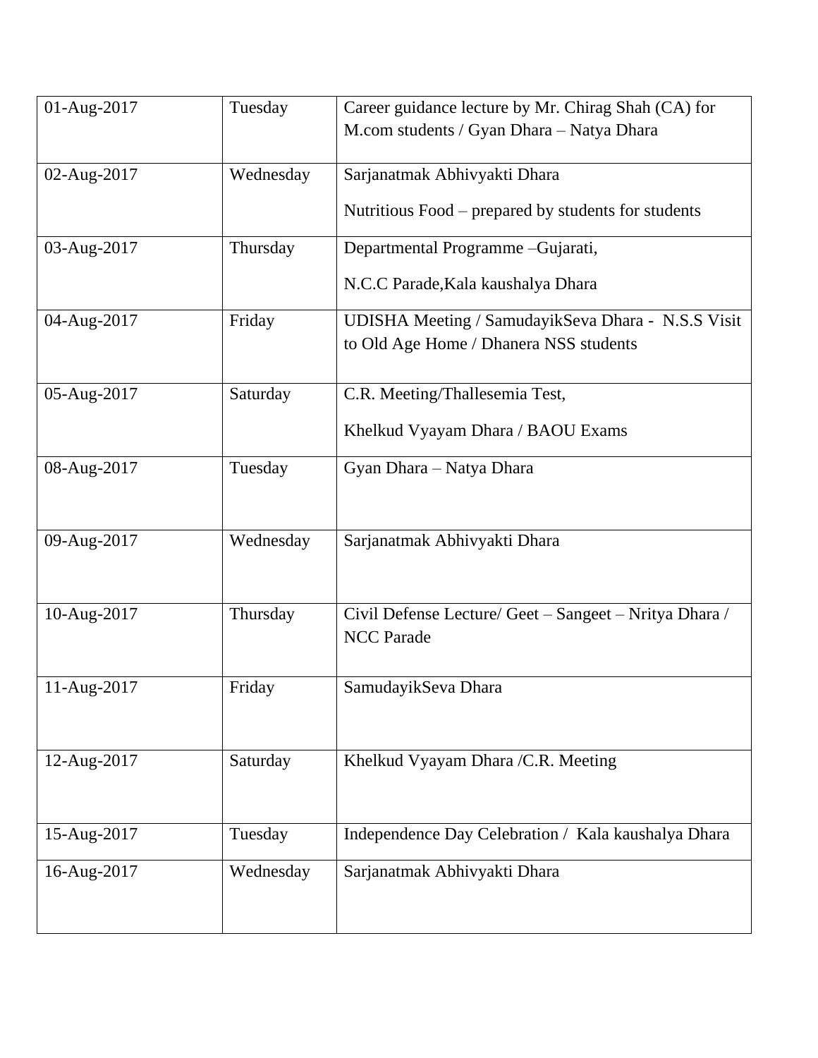| 01-Aug-2017 | Tuesday | Career guidance lecture by Mr. Chirag Shah (CA) for M.com students / Gyan Dhara – Natya Dhara |
|---|---|---|
| 02-Aug-2017 | Wednesday | Sarjanatmak Abhivyakti Dhara<br>Nutritious Food – prepared by students for students |
| 03-Aug-2017 | Thursday | Departmental Programme –Gujarati,<br>N.C.C Parade,Kala kaushalya Dhara |
| 04-Aug-2017 | Friday | UDISHA Meeting / SamudayikSeva Dhara - N.S.S Visit to Old Age Home / Dhanera NSS students |
| 05-Aug-2017 | Saturday | C.R. Meeting/Thallesemia Test,<br>Khelkud Vyayam Dhara / BAOU Exams |
| 08-Aug-2017 | Tuesday | Gyan Dhara – Natya Dhara |
| 09-Aug-2017 | Wednesday | Sarjanatmak Abhivyakti Dhara |
| 10-Aug-2017 | Thursday | Civil Defense Lecture/ Geet – Sangeet – Nritya Dhara / NCC Parade |
| 11-Aug-2017 | Friday | SamudayikSeva Dhara |
| 12-Aug-2017 | Saturday | Khelkud Vyayam Dhara /C.R. Meeting |
| 15-Aug-2017 | Tuesday | Independence Day Celebration / Kala kaushalya Dhara |
| 16-Aug-2017 | Wednesday | Sarjanatmak Abhivyakti Dhara |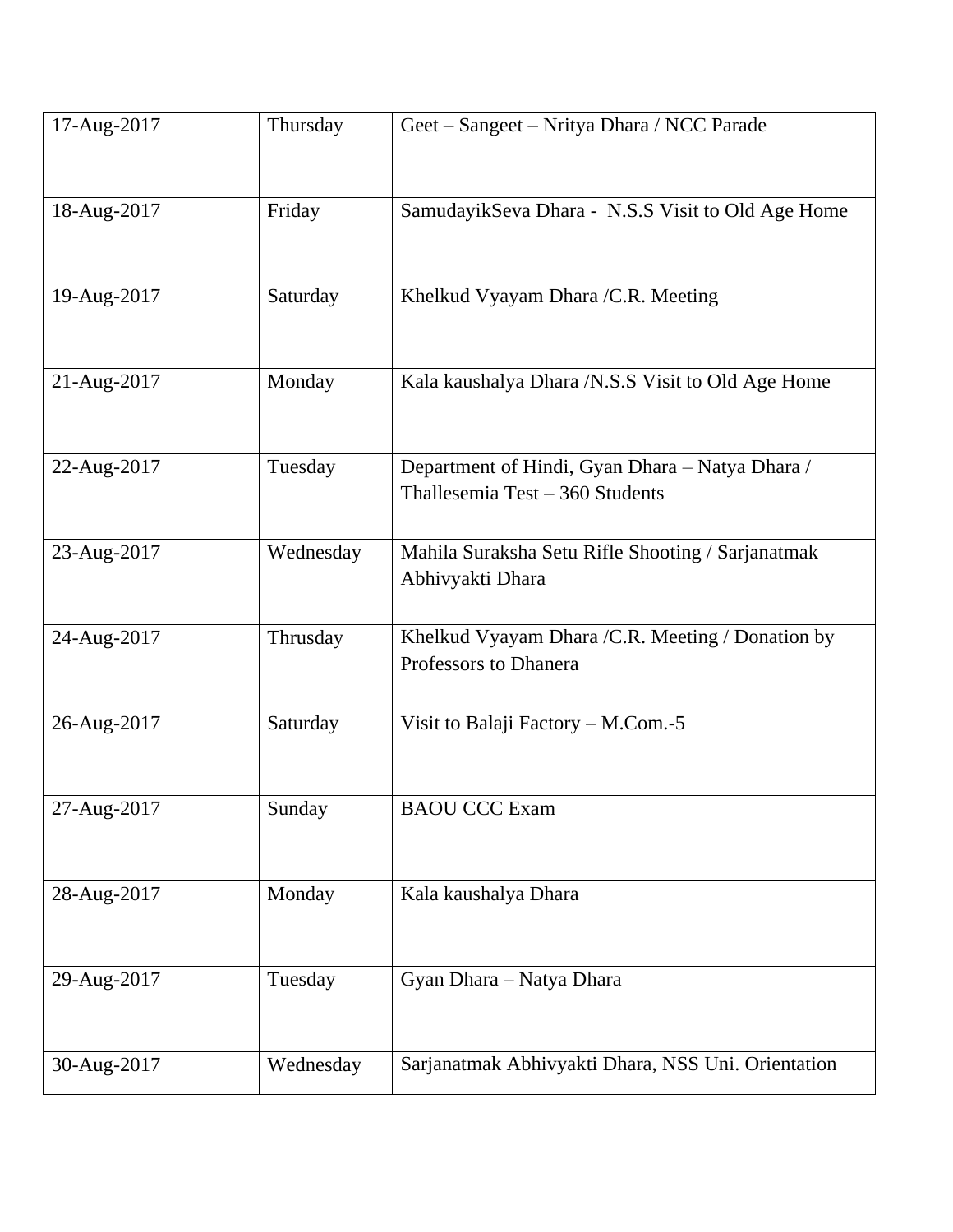| 17-Aug-2017 | Thursday | Geet – Sangeet – Nritya Dhara / NCC Parade |
|---|---|---|
| 18-Aug-2017 | Friday | SamudayikSeva Dhara - N.S.S Visit to Old Age Home |
| 19-Aug-2017 | Saturday | Khelkud Vyayam Dhara /C.R. Meeting |
| 21-Aug-2017 | Monday | Kala kaushalya Dhara /N.S.S Visit to Old Age Home |
| 22-Aug-2017 | Tuesday | Department of Hindi, Gyan Dhara – Natya Dhara / Thallesemia Test – 360 Students |
| 23-Aug-2017 | Wednesday | Mahila Suraksha Setu Rifle Shooting / Sarjanatmak Abhivyakti Dhara |
| 24-Aug-2017 | Thrusday | Khelkud Vyayam Dhara /C.R. Meeting / Donation by Professors to Dhanera |
| 26-Aug-2017 | Saturday | Visit to Balaji Factory – M.Com.-5 |
| 27-Aug-2017 | Sunday | BAOU CCC Exam |
| 28-Aug-2017 | Monday | Kala kaushalya Dhara |
| 29-Aug-2017 | Tuesday | Gyan Dhara – Natya Dhara |
| 30-Aug-2017 | Wednesday | Sarjanatmak Abhivyakti Dhara, NSS Uni. Orientation |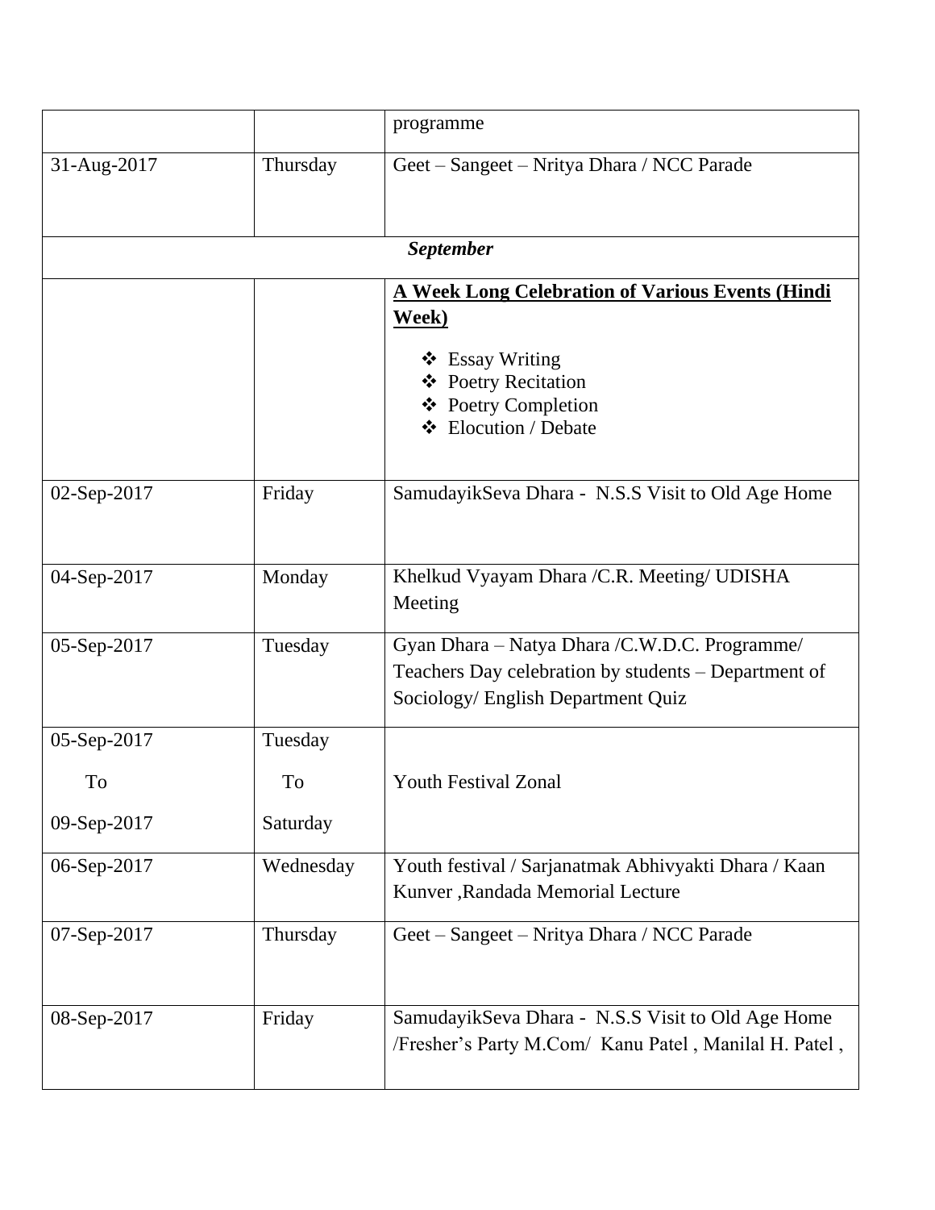| | | |
|---|---|---|
| | | programme |
| 31-Aug-2017 | Thursday | Geet – Sangeet – Nritya Dhara / NCC Parade |
| ***September*** | | |
| | | **<u>A Week Long Celebration of Various Events (Hindi Week)</u>**<br>❖ Essay Writing<br>❖ Poetry Recitation<br>❖ Poetry Completion<br>❖ Elocution / Debate |
| 02-Sep-2017 | Friday | SamudayikSeva Dhara - N.S.S Visit to Old Age Home |
| 04-Sep-2017 | Monday | Khelkud Vyayam Dhara /C.R. Meeting/ UDISHA Meeting |
| 05-Sep-2017 | Tuesday | Gyan Dhara – Natya Dhara /C.W.D.C. Programme/ Teachers Day celebration by students – Department of Sociology/ English Department Quiz |
| 05-Sep-2017 To 09-Sep-2017 | Tuesday To Saturday | Youth Festival Zonal |
| 06-Sep-2017 | Wednesday | Youth festival / Sarjanatmak Abhivyakti Dhara / Kaan Kunver ,Randada Memorial Lecture |
| 07-Sep-2017 | Thursday | Geet – Sangeet – Nritya Dhara / NCC Parade |
| 08-Sep-2017 | Friday | SamudayikSeva Dhara - N.S.S Visit to Old Age Home /Fresher's Party M.Com/ Kanu Patel , Manilal H. Patel , |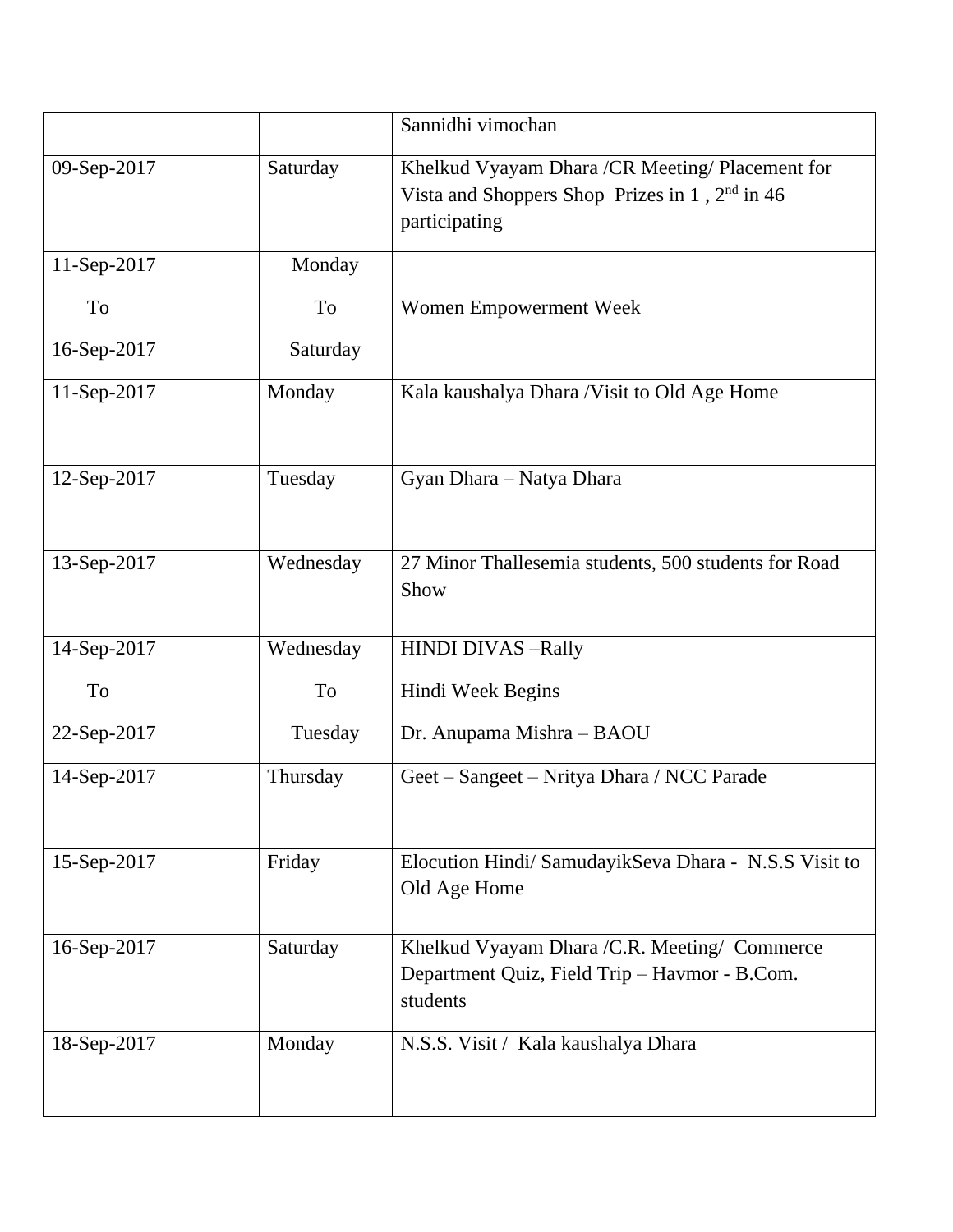| | | Sannidhi vimochan |
|---|---|---|
| 09-Sep-2017 | Saturday | Khelkud Vyayam Dhara /CR Meeting/ Placement for Vista and Shoppers Shop Prizes in 1 , 2nd in 46 participating |
| 11-Sep-2017 To 16-Sep-2017 | Monday To Saturday | Women Empowerment Week |
| 11-Sep-2017 | Monday | Kala kaushalya Dhara /Visit to Old Age Home |
| 12-Sep-2017 | Tuesday | Gyan Dhara – Natya Dhara |
| 13-Sep-2017 | Wednesday | 27 Minor Thallesemia students, 500 students for Road Show |
| 14-Sep-2017 To 22-Sep-2017 | Wednesday To Tuesday | HINDI DIVAS –Rally<br>Hindi Week Begins<br>Dr. Anupama Mishra – BAOU |
| 14-Sep-2017 | Thursday | Geet – Sangeet – Nritya Dhara / NCC Parade |
| 15-Sep-2017 | Friday | Elocution Hindi/ SamudayikSeva Dhara - N.S.S Visit to Old Age Home |
| 16-Sep-2017 | Saturday | Khelkud Vyayam Dhara /C.R. Meeting/ Commerce Department Quiz, Field Trip – Havmor - B.Com. students |
| 18-Sep-2017 | Monday | N.S.S. Visit / Kala kaushalya Dhara |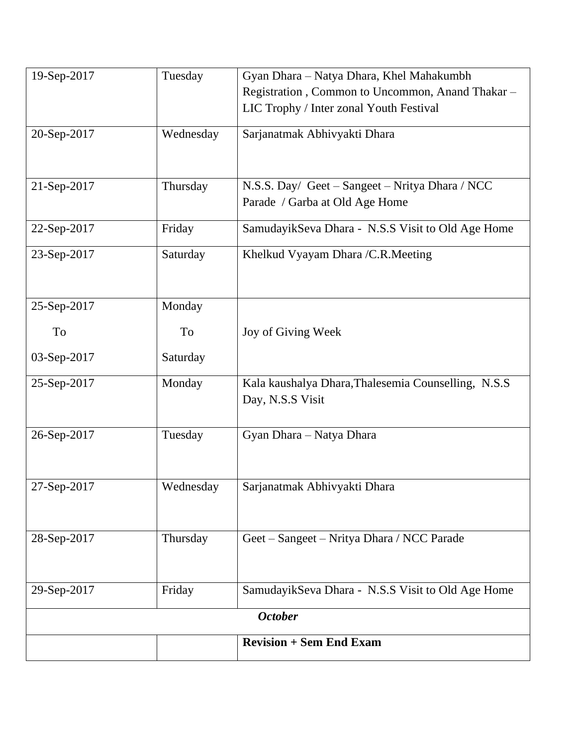| 19-Sep-2017 | Tuesday | Gyan Dhara – Natya Dhara, Khel Mahakumbh Registration , Common to Uncommon, Anand Thakar – LIC Trophy / Inter zonal Youth Festival |
|---|---|---|
| 20-Sep-2017 | Wednesday | Sarjanatmak Abhivyakti Dhara |
| 21-Sep-2017 | Thursday | N.S.S. Day/ Geet – Sangeet – Nritya Dhara / NCC Parade / Garba at Old Age Home |
| 22-Sep-2017 | Friday | SamudayikSeva Dhara - N.S.S Visit to Old Age Home |
| 23-Sep-2017 | Saturday | Khelkud Vyayam Dhara /C.R.Meeting |
| 25-Sep-2017 To 03-Sep-2017 | Monday To Saturday | Joy of Giving Week |
| 25-Sep-2017 | Monday | Kala kaushalya Dhara,Thalesemia Counselling, N.S.S Day, N.S.S Visit |
| 26-Sep-2017 | Tuesday | Gyan Dhara – Natya Dhara |
| 27-Sep-2017 | Wednesday | Sarjanatmak Abhivyakti Dhara |
| 28-Sep-2017 | Thursday | Geet – Sangeet – Nritya Dhara / NCC Parade |
| 29-Sep-2017 | Friday | SamudayikSeva Dhara - N.S.S Visit to Old Age Home |
| ***October*** | | |
| | | **Revision + Sem End Exam** |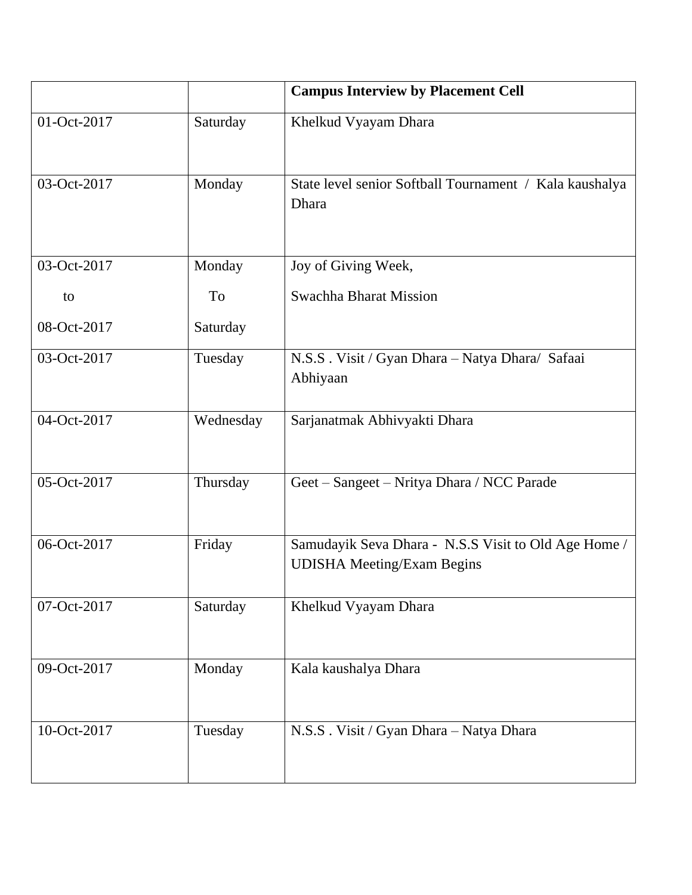| | | **Campus Interview by Placement Cell** |
|---|---|---|
| 01-Oct-2017 | Saturday | Khelkud Vyayam Dhara |
| 03-Oct-2017 | Monday | State level senior Softball Tournament / Kala kaushalya Dhara |
| 03-Oct-2017 to 08-Oct-2017 | Monday To Saturday | Joy of Giving Week, Swachha Bharat Mission |
| 03-Oct-2017 | Tuesday | N.S.S . Visit / Gyan Dhara – Natya Dhara/ Safaai Abhiyaan |
| 04-Oct-2017 | Wednesday | Sarjanatmak Abhivyakti Dhara |
| 05-Oct-2017 | Thursday | Geet – Sangeet – Nritya Dhara / NCC Parade |
| 06-Oct-2017 | Friday | Samudayik Seva Dhara - N.S.S Visit to Old Age Home / UDISHA Meeting/Exam Begins |
| 07-Oct-2017 | Saturday | Khelkud Vyayam Dhara |
| 09-Oct-2017 | Monday | Kala kaushalya Dhara |
| 10-Oct-2017 | Tuesday | N.S.S . Visit / Gyan Dhara – Natya Dhara |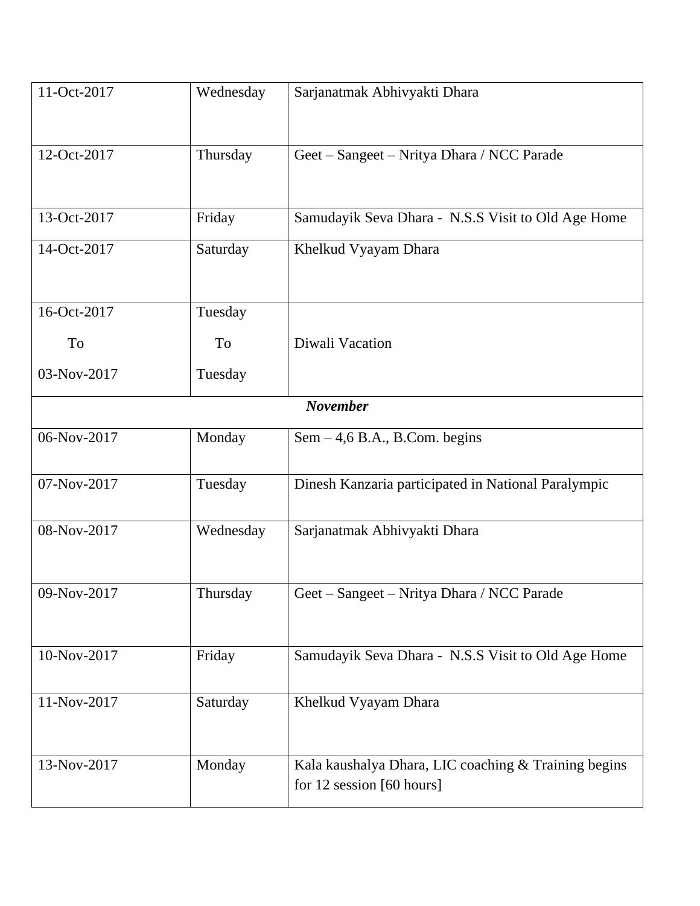| | | |
|---|---|---|
| 11-Oct-2017 | Wednesday | Sarjanatmak Abhivyakti Dhara |
| 12-Oct-2017 | Thursday | Geet – Sangeet – Nritya Dhara / NCC Parade |
| 13-Oct-2017 | Friday | Samudayik Seva Dhara - N.S.S Visit to Old Age Home |
| 14-Oct-2017 | Saturday | Khelkud Vyayam Dhara |
| 16-Oct-2017 To 03-Nov-2017 | Tuesday To Tuesday | Diwali Vacation |
| | ***November*** | |
| 06-Nov-2017 | Monday | Sem – 4,6 B.A., B.Com. begins |
| 07-Nov-2017 | Tuesday | Dinesh Kanzaria participated in National Paralympic |
| 08-Nov-2017 | Wednesday | Sarjanatmak Abhivyakti Dhara |
| 09-Nov-2017 | Thursday | Geet – Sangeet – Nritya Dhara / NCC Parade |
| 10-Nov-2017 | Friday | Samudayik Seva Dhara - N.S.S Visit to Old Age Home |
| 11-Nov-2017 | Saturday | Khelkud Vyayam Dhara |
| 13-Nov-2017 | Monday | Kala kaushalya Dhara, LIC coaching & Training begins for 12 session [60 hours] |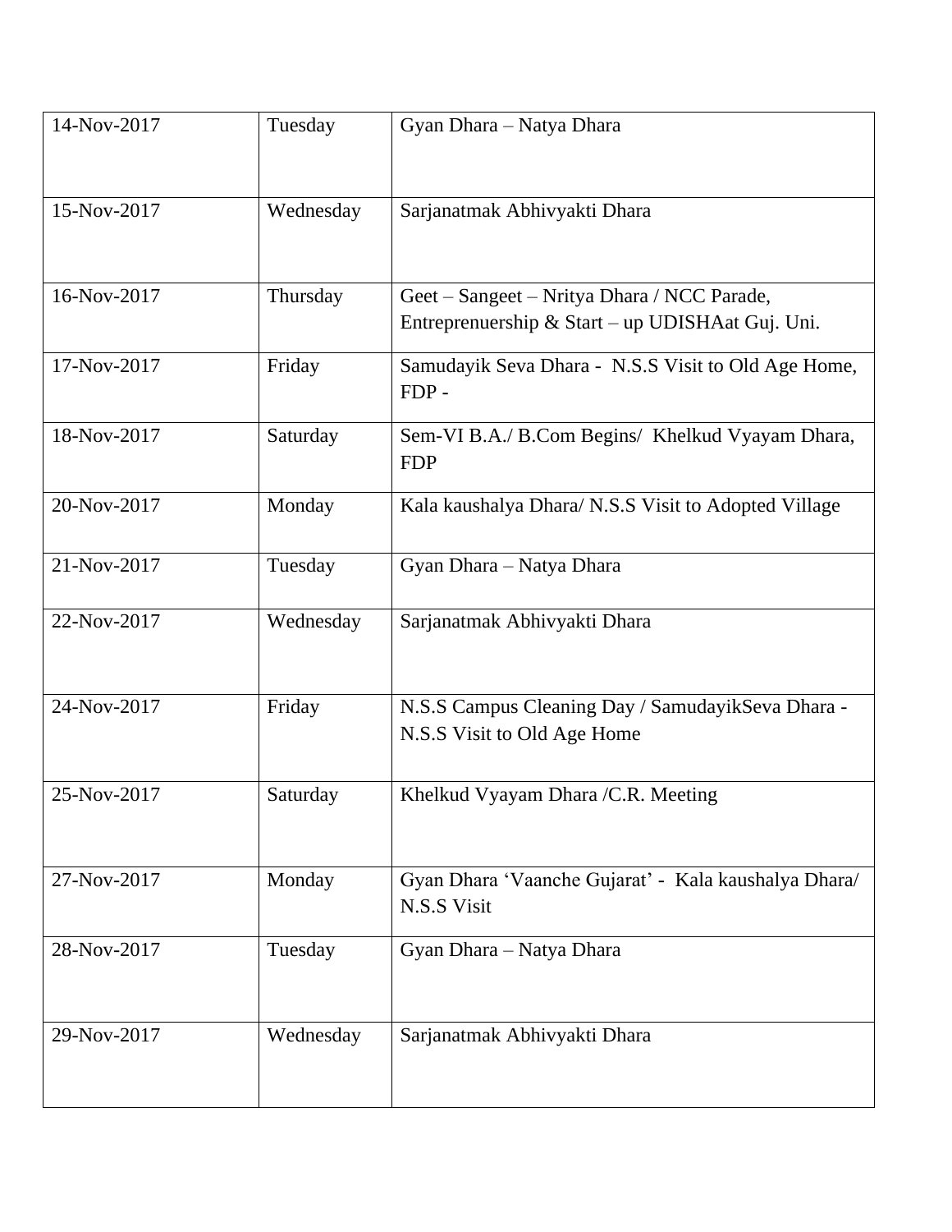| 14-Nov-2017 | Tuesday | Gyan Dhara – Natya Dhara |
|---|---|---|
| 15-Nov-2017 | Wednesday | Sarjanatmak Abhivyakti Dhara |
| 16-Nov-2017 | Thursday | Geet – Sangeet – Nritya Dhara / NCC Parade, Entreprenuership & Start – up UDISHAat Guj. Uni. |
| 17-Nov-2017 | Friday | Samudayik Seva Dhara - N.S.S Visit to Old Age Home, FDP - |
| 18-Nov-2017 | Saturday | Sem-VI B.A./ B.Com Begins/ Khelkud Vyayam Dhara, FDP |
| 20-Nov-2017 | Monday | Kala kaushalya Dhara/ N.S.S Visit to Adopted Village |
| 21-Nov-2017 | Tuesday | Gyan Dhara – Natya Dhara |
| 22-Nov-2017 | Wednesday | Sarjanatmak Abhivyakti Dhara |
| 24-Nov-2017 | Friday | N.S.S Campus Cleaning Day / SamudayikSeva Dhara - N.S.S Visit to Old Age Home |
| 25-Nov-2017 | Saturday | Khelkud Vyayam Dhara /C.R. Meeting |
| 27-Nov-2017 | Monday | Gyan Dhara 'Vaanche Gujarat' - Kala kaushalya Dhara/ N.S.S Visit |
| 28-Nov-2017 | Tuesday | Gyan Dhara – Natya Dhara |
| 29-Nov-2017 | Wednesday | Sarjanatmak Abhivyakti Dhara |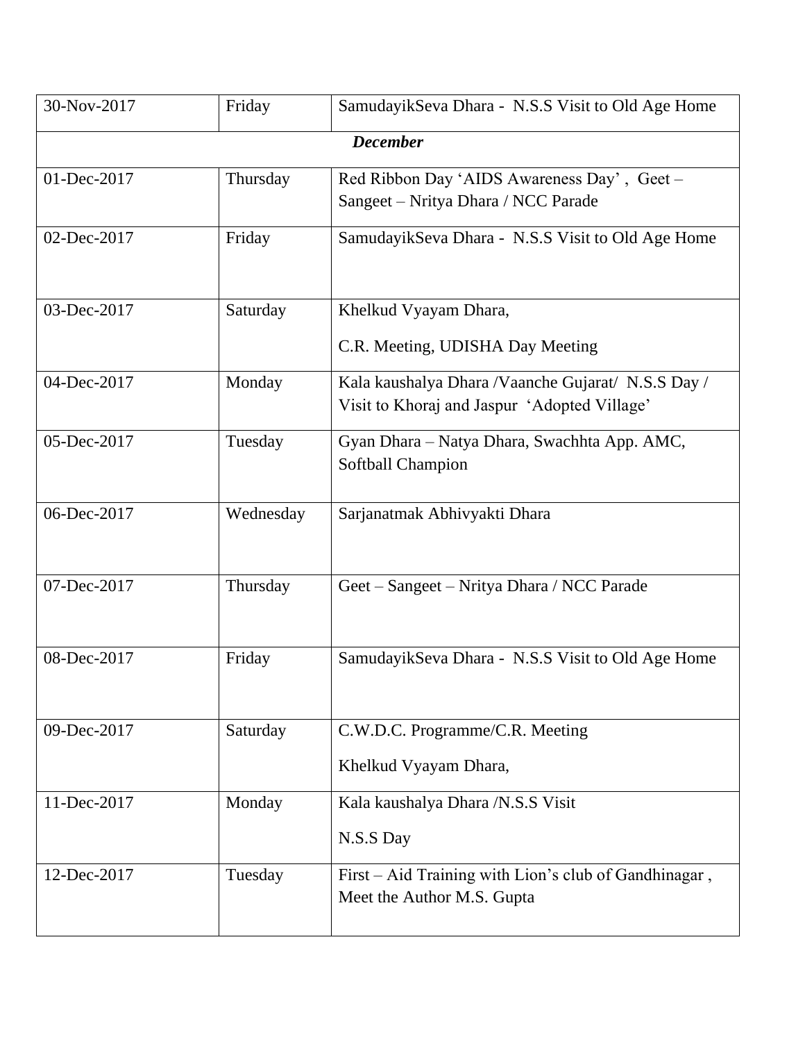| 30-Nov-2017 | Friday | SamudayikSeva Dhara - N.S.S Visit to Old Age Home |
|---|---|---|
| ***December*** | | |
| 01-Dec-2017 | Thursday | Red Ribbon Day 'AIDS Awareness Day' , Geet – Sangeet – Nritya Dhara / NCC Parade |
| 02-Dec-2017 | Friday | SamudayikSeva Dhara - N.S.S Visit to Old Age Home |
| 03-Dec-2017 | Saturday | Khelkud Vyayam Dhara,<br>C.R. Meeting, UDISHA Day Meeting |
| 04-Dec-2017 | Monday | Kala kaushalya Dhara /Vaanche Gujarat/ N.S.S Day / Visit to Khoraj and Jaspur 'Adopted Village' |
| 05-Dec-2017 | Tuesday | Gyan Dhara – Natya Dhara, Swachhta App. AMC, Softball Champion |
| 06-Dec-2017 | Wednesday | Sarjanatmak Abhivyakti Dhara |
| 07-Dec-2017 | Thursday | Geet – Sangeet – Nritya Dhara / NCC Parade |
| 08-Dec-2017 | Friday | SamudayikSeva Dhara - N.S.S Visit to Old Age Home |
| 09-Dec-2017 | Saturday | C.W.D.C. Programme/C.R. Meeting<br>Khelkud Vyayam Dhara, |
| 11-Dec-2017 | Monday | Kala kaushalya Dhara /N.S.S Visit<br>N.S.S Day |
| 12-Dec-2017 | Tuesday | First – Aid Training with Lion's club of Gandhinagar , Meet the Author M.S. Gupta |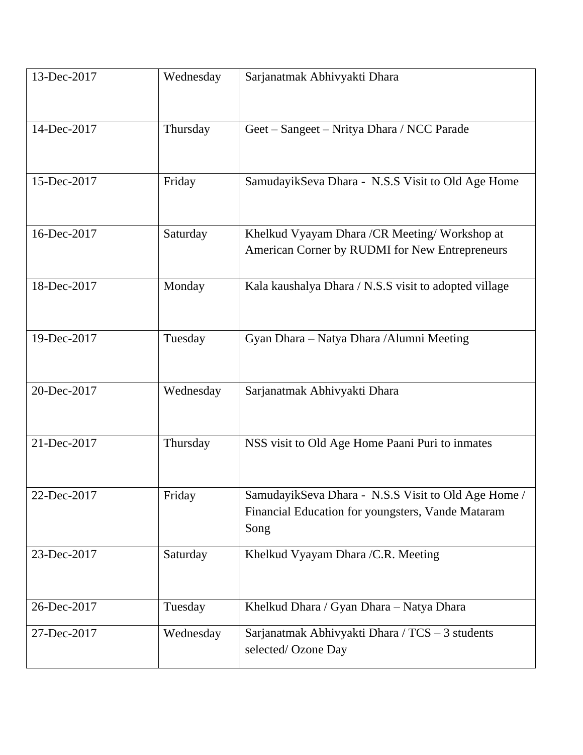| 13-Dec-2017 | Wednesday | Sarjanatmak Abhivyakti Dhara |
|---|---|---|
| 14-Dec-2017 | Thursday | Geet – Sangeet – Nritya Dhara / NCC Parade |
| 15-Dec-2017 | Friday | SamudayikSeva Dhara - N.S.S Visit to Old Age Home |
| 16-Dec-2017 | Saturday | Khelkud Vyayam Dhara /CR Meeting/ Workshop at American Corner by RUDMI for New Entrepreneurs |
| 18-Dec-2017 | Monday | Kala kaushalya Dhara / N.S.S visit to adopted village |
| 19-Dec-2017 | Tuesday | Gyan Dhara – Natya Dhara /Alumni Meeting |
| 20-Dec-2017 | Wednesday | Sarjanatmak Abhivyakti Dhara |
| 21-Dec-2017 | Thursday | NSS visit to Old Age Home Paani Puri to inmates |
| 22-Dec-2017 | Friday | SamudayikSeva Dhara - N.S.S Visit to Old Age Home / Financial Education for youngsters, Vande Mataram Song |
| 23-Dec-2017 | Saturday | Khelkud Vyayam Dhara /C.R. Meeting |
| 26-Dec-2017 | Tuesday | Khelkud Dhara / Gyan Dhara – Natya Dhara |
| 27-Dec-2017 | Wednesday | Sarjanatmak Abhivyakti Dhara / TCS – 3 students selected/ Ozone Day |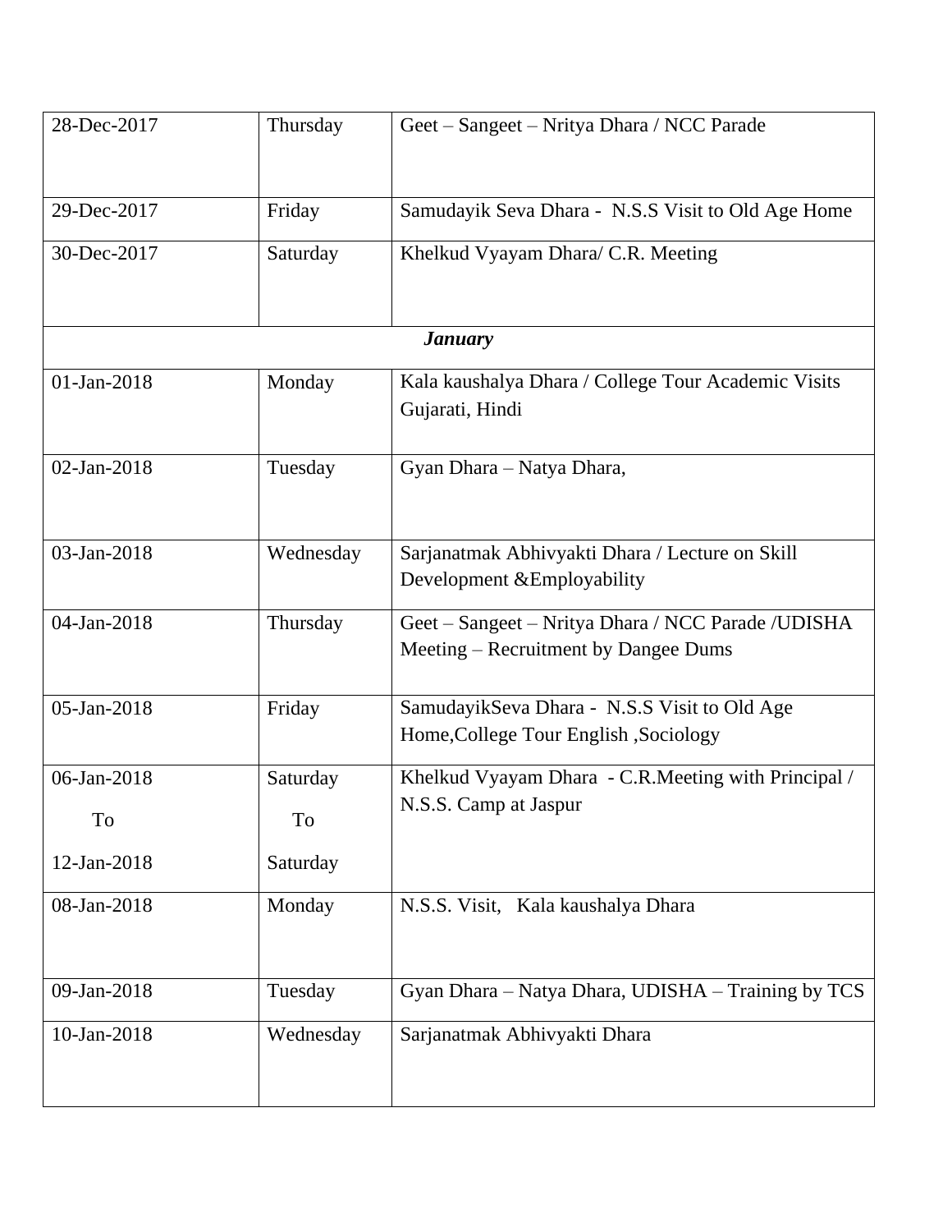| 28-Dec-2017 | Thursday | Geet – Sangeet – Nritya Dhara / NCC Parade |
|---|---|---|
| 29-Dec-2017 | Friday | Samudayik Seva Dhara - N.S.S Visit to Old Age Home |
| 30-Dec-2017 | Saturday | Khelkud Vyayam Dhara/ C.R. Meeting |
| ***January*** | | |
| 01-Jan-2018 | Monday | Kala kaushalya Dhara / College Tour Academic Visits Gujarati, Hindi |
| 02-Jan-2018 | Tuesday | Gyan Dhara – Natya Dhara, |
| 03-Jan-2018 | Wednesday | Sarjanatmak Abhivyakti Dhara / Lecture on Skill Development &Employability |
| 04-Jan-2018 | Thursday | Geet – Sangeet – Nritya Dhara / NCC Parade /UDISHA Meeting – Recruitment by Dangee Dums |
| 05-Jan-2018 | Friday | SamudayikSeva Dhara - N.S.S Visit to Old Age Home,College Tour English ,Sociology |
| 06-Jan-2018 To 12-Jan-2018 | Saturday To Saturday | Khelkud Vyayam Dhara - C.R.Meeting with Principal / N.S.S. Camp at Jaspur |
| 08-Jan-2018 | Monday | N.S.S. Visit, Kala kaushalya Dhara |
| 09-Jan-2018 | Tuesday | Gyan Dhara – Natya Dhara, UDISHA – Training by TCS |
| 10-Jan-2018 | Wednesday | Sarjanatmak Abhivyakti Dhara |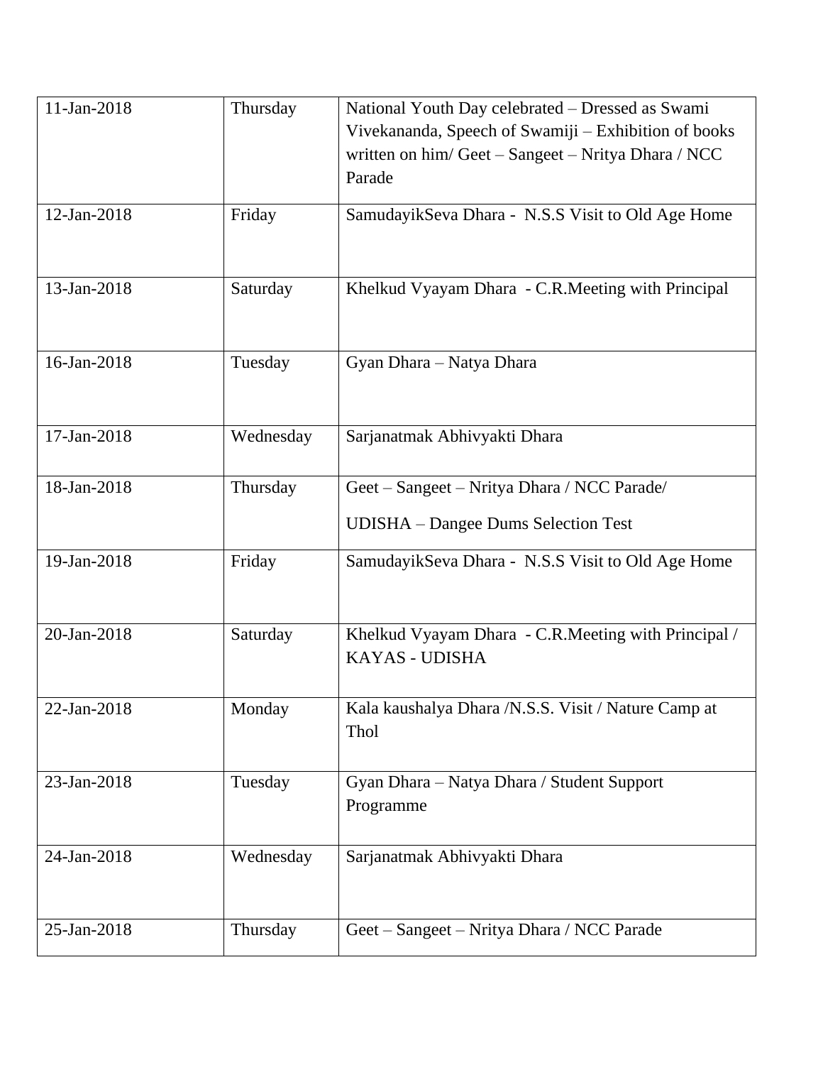| 11-Jan-2018 | Thursday | National Youth Day celebrated – Dressed as Swami Vivekananda, Speech of Swamiji – Exhibition of books written on him/ Geet – Sangeet – Nritya Dhara / NCC Parade |
|---|---|---|
| 12-Jan-2018 | Friday | SamudayikSeva Dhara - N.S.S Visit to Old Age Home |
| 13-Jan-2018 | Saturday | Khelkud Vyayam Dhara - C.R.Meeting with Principal |
| 16-Jan-2018 | Tuesday | Gyan Dhara – Natya Dhara |
| 17-Jan-2018 | Wednesday | Sarjanatmak Abhivyakti Dhara |
| 18-Jan-2018 | Thursday | Geet – Sangeet – Nritya Dhara / NCC Parade/ UDISHA – Dangee Dums Selection Test |
| 19-Jan-2018 | Friday | SamudayikSeva Dhara - N.S.S Visit to Old Age Home |
| 20-Jan-2018 | Saturday | Khelkud Vyayam Dhara - C.R.Meeting with Principal / KAYAS - UDISHA |
| 22-Jan-2018 | Monday | Kala kaushalya Dhara /N.S.S. Visit / Nature Camp at Thol |
| 23-Jan-2018 | Tuesday | Gyan Dhara – Natya Dhara / Student Support Programme |
| 24-Jan-2018 | Wednesday | Sarjanatmak Abhivyakti Dhara |
| 25-Jan-2018 | Thursday | Geet – Sangeet – Nritya Dhara / NCC Parade |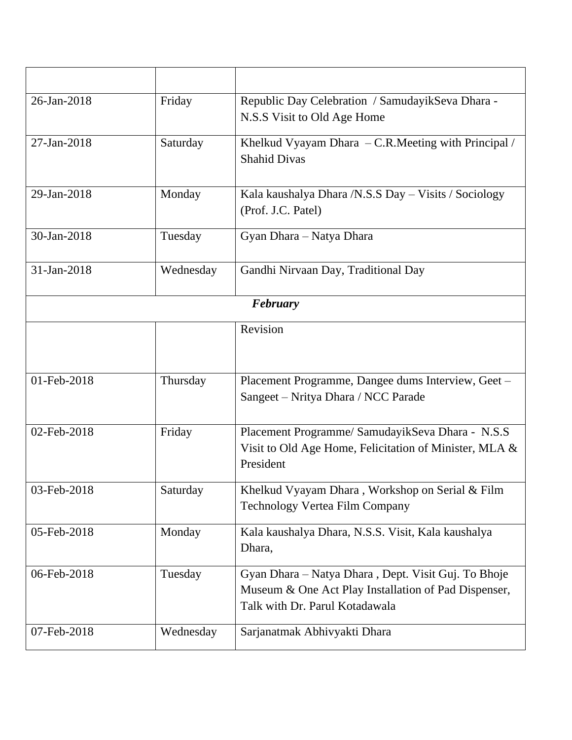| | | |
|---|---|---|
| 26-Jan-2018 | Friday | Republic Day Celebration / SamudayikSeva Dhara - N.S.S Visit to Old Age Home |
| 27-Jan-2018 | Saturday | Khelkud Vyayam Dhara – C.R.Meeting with Principal / Shahid Divas |
| 29-Jan-2018 | Monday | Kala kaushalya Dhara /N.S.S Day – Visits / Sociology (Prof. J.C. Patel) |
| 30-Jan-2018 | Tuesday | Gyan Dhara – Natya Dhara |
| 31-Jan-2018 | Wednesday | Gandhi Nirvaan Day, Traditional Day |
| | ***February*** | |
| | | Revision |
| 01-Feb-2018 | Thursday | Placement Programme, Dangee dums Interview, Geet – Sangeet – Nritya Dhara / NCC Parade |
| 02-Feb-2018 | Friday | Placement Programme/ SamudayikSeva Dhara - N.S.S Visit to Old Age Home, Felicitation of Minister, MLA & President |
| 03-Feb-2018 | Saturday | Khelkud Vyayam Dhara , Workshop on Serial & Film Technology Vertea Film Company |
| 05-Feb-2018 | Monday | Kala kaushalya Dhara, N.S.S. Visit, Kala kaushalya Dhara, |
| 06-Feb-2018 | Tuesday | Gyan Dhara – Natya Dhara , Dept. Visit Guj. To Bhoje Museum & One Act Play Installation of Pad Dispenser, Talk with Dr. Parul Kotadawala |
| 07-Feb-2018 | Wednesday | Sarjanatmak Abhivyakti Dhara |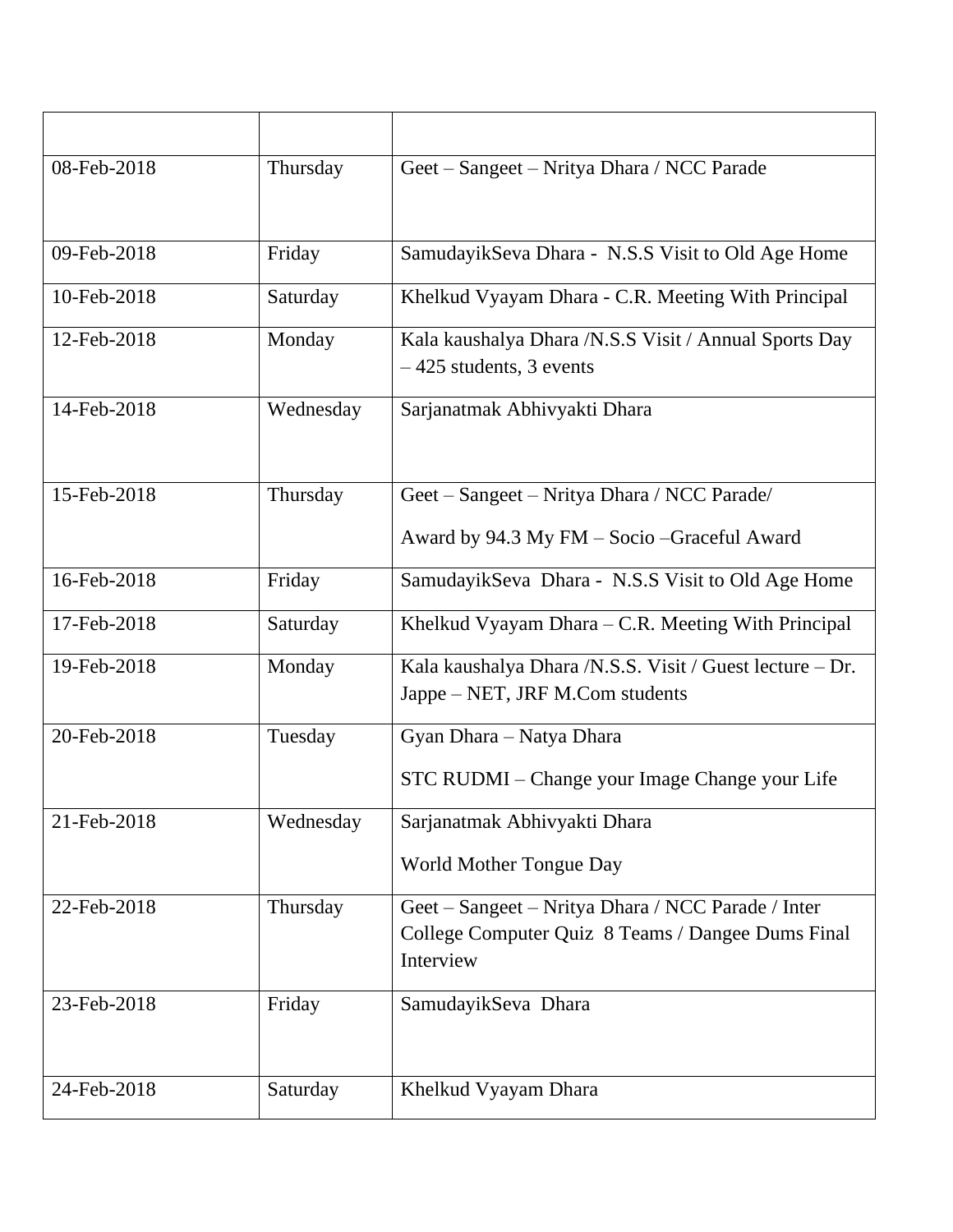| | | |
|---|---|---|
| 08-Feb-2018 | Thursday | Geet – Sangeet – Nritya Dhara / NCC Parade |
| 09-Feb-2018 | Friday | SamudayikSeva Dhara - N.S.S Visit to Old Age Home |
| 10-Feb-2018 | Saturday | Khelkud Vyayam Dhara - C.R. Meeting With Principal |
| 12-Feb-2018 | Monday | Kala kaushalya Dhara /N.S.S Visit / Annual Sports Day – 425 students, 3 events |
| 14-Feb-2018 | Wednesday | Sarjanatmak Abhivyakti Dhara |
| 15-Feb-2018 | Thursday | Geet – Sangeet – Nritya Dhara / NCC Parade/ Award by 94.3 My FM – Socio –Graceful Award |
| 16-Feb-2018 | Friday | SamudayikSeva Dhara - N.S.S Visit to Old Age Home |
| 17-Feb-2018 | Saturday | Khelkud Vyayam Dhara – C.R. Meeting With Principal |
| 19-Feb-2018 | Monday | Kala kaushalya Dhara /N.S.S. Visit / Guest lecture – Dr. Jappe – NET, JRF M.Com students |
| 20-Feb-2018 | Tuesday | Gyan Dhara – Natya Dhara STC RUDMI – Change your Image Change your Life |
| 21-Feb-2018 | Wednesday | Sarjanatmak Abhivyakti Dhara World Mother Tongue Day |
| 22-Feb-2018 | Thursday | Geet – Sangeet – Nritya Dhara / NCC Parade / Inter College Computer Quiz 8 Teams / Dangee Dums Final Interview |
| 23-Feb-2018 | Friday | SamudayikSeva Dhara |
| 24-Feb-2018 | Saturday | Khelkud Vyayam Dhara |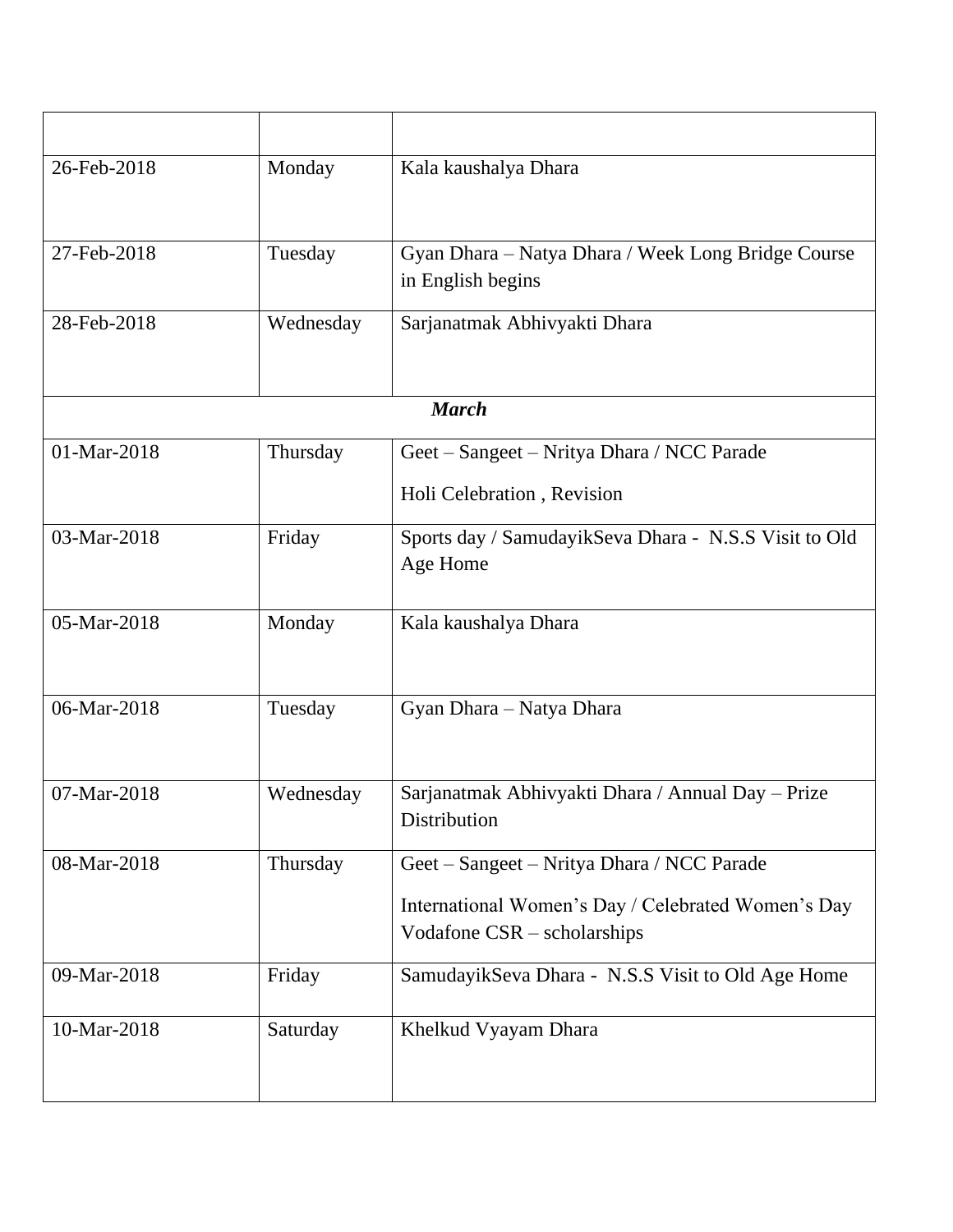| | | |
|---|---|---|
| 26-Feb-2018 | Monday | Kala kaushalya Dhara |
| 27-Feb-2018 | Tuesday | Gyan Dhara – Natya Dhara / Week Long Bridge Course in English begins |
| 28-Feb-2018 | Wednesday | Sarjanatmak Abhivyakti Dhara |
| | ***March*** | |
| 01-Mar-2018 | Thursday | Geet – Sangeet – Nritya Dhara / NCC Parade<br>Holi Celebration , Revision |
| 03-Mar-2018 | Friday | Sports day / SamudayikSeva Dhara - N.S.S Visit to Old Age Home |
| 05-Mar-2018 | Monday | Kala kaushalya Dhara |
| 06-Mar-2018 | Tuesday | Gyan Dhara – Natya Dhara |
| 07-Mar-2018 | Wednesday | Sarjanatmak Abhivyakti Dhara / Annual Day – Prize Distribution |
| 08-Mar-2018 | Thursday | Geet – Sangeet – Nritya Dhara / NCC Parade<br>International Women's Day / Celebrated Women's Day Vodafone CSR – scholarships |
| 09-Mar-2018 | Friday | SamudayikSeva Dhara - N.S.S Visit to Old Age Home |
| 10-Mar-2018 | Saturday | Khelkud Vyayam Dhara |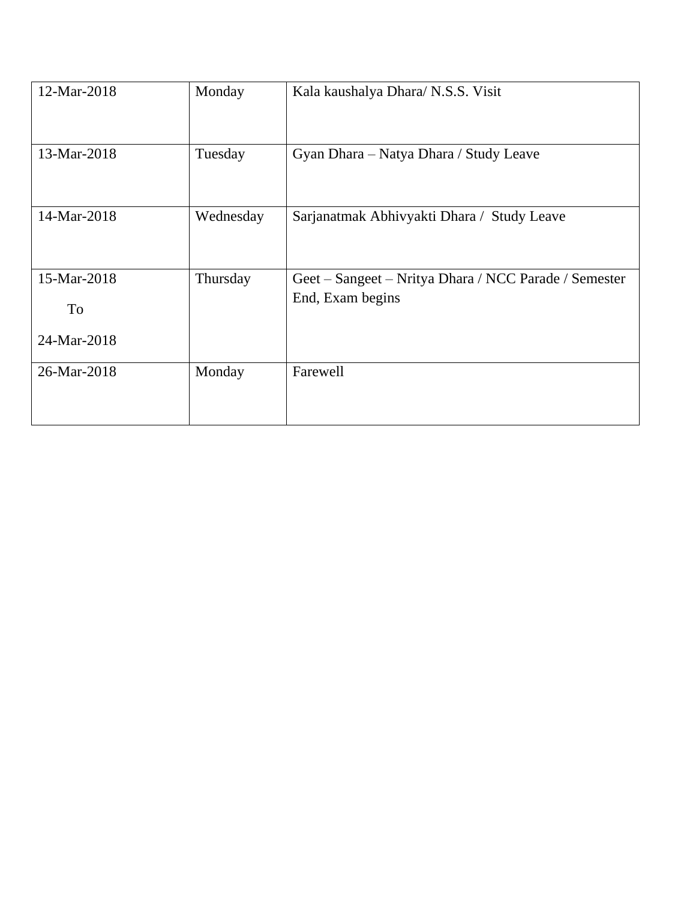| | | |
|---|---|---|
| 12-Mar-2018 | Monday | Kala kaushalya Dhara/ N.S.S. Visit |
| 13-Mar-2018 | Tuesday | Gyan Dhara – Natya Dhara / Study Leave |
| 14-Mar-2018 | Wednesday | Sarjanatmak Abhivyakti Dhara / Study Leave |
| 15-Mar-2018 To 24-Mar-2018 | Thursday | Geet – Sangeet – Nritya Dhara / NCC Parade / Semester End, Exam begins |
| 26-Mar-2018 | Monday | Farewell |